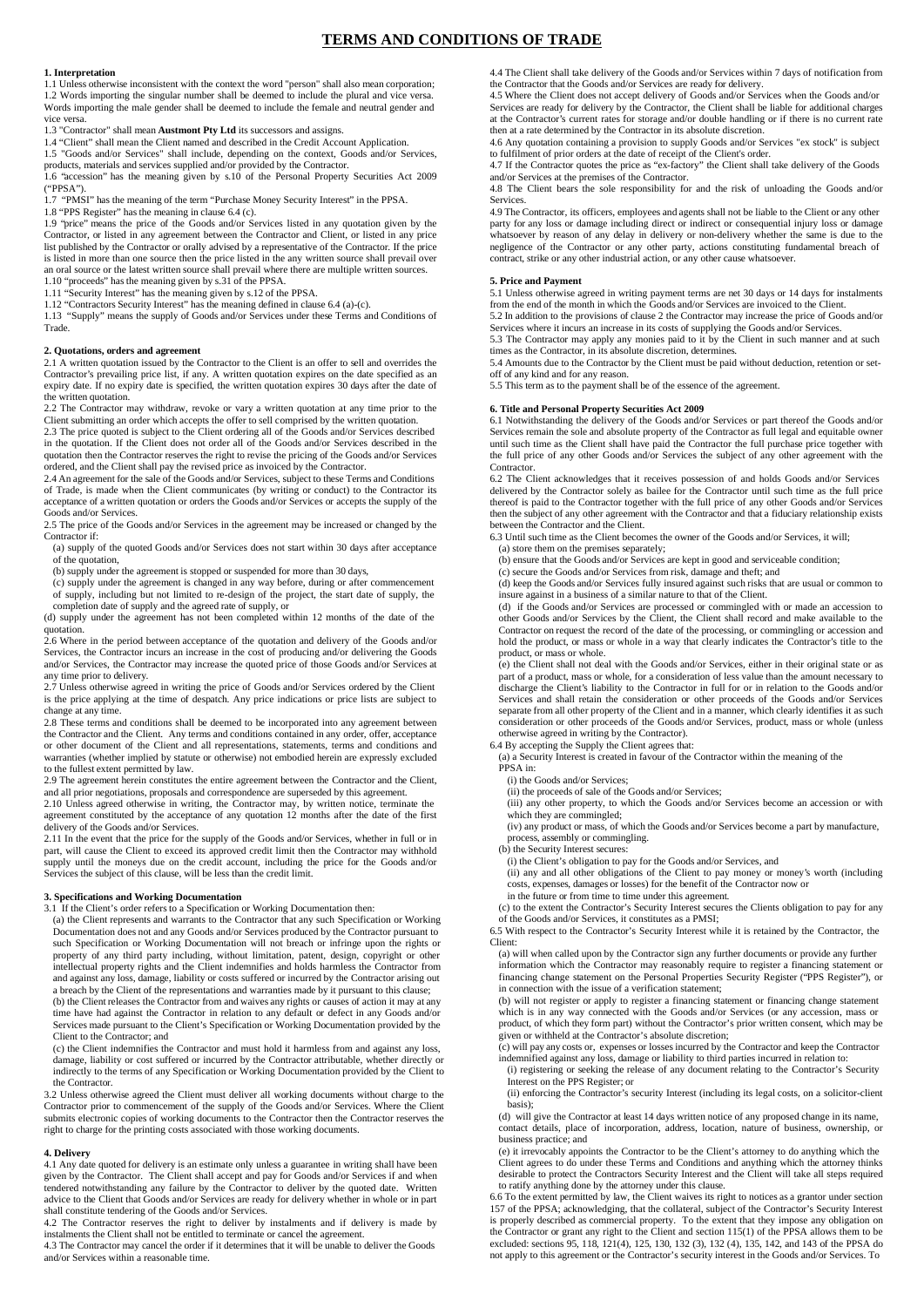# TERMS AND CONDITIONS OF TRADE

### 1. Interpretation

1.1 Unless otherwise inconsistent with the context the word "person" shall also mean corporation;

1.2 Words importing the singular number shall be deemed to include the plural and vice versa. Words importing the male gender shall be deemed to include the female and neutral gender and vice versa.

1.3 "Contractor" shall mean **Austmont Pty Ltd** its successors and assigns.

1.4 "Client" shall mean the Client named and described in the Credit Account Application.

1.5 "Goods and/or Services" shall include, depending on the context, Goods and/or Services, products, materials and services supplied and/or provided by the Contractor.

1.6 "accession" has the meaning given by s.10 of the Personal Property Securities Act 2009 ("PPSA").

1.7 "PMSI" has the meaning of the term "Purchase Money Security Interest" in the PPSA.

1.8 "PPS Register" has the meaning in clause 6.4 (c).

1.9 "price" means the price of the Goods and/or Services listed in any quotation given by the Contractor, or listed in any agreement between the Contractor and Client, or listed in any price list published by the Contractor or orally advised by a representative of the Contractor. If the price is listed in more than one source then the price listed in the any written source shall prevail over an oral source or the latest written source shall prevail where there are multiple written sources.

1.10 "proceeds" has the meaning given by s.31 of the PPSA.

1.11 "Security Interest" has the meaning given by s.12 of the PPSA.

1.12 "Contractors Security Interest" has the meaning defined in clause 6.4 (a)-(c).

1.13 "Supply" means the supply of Goods and/or Services under these Terms and Conditions of Trade.

### 2. Quotations, orders and agreement

2.1 A written quotation issued by the Contractor to the Client is an offer to sell and overrides the Contractor's prevailing price list, if any. A written quotation expires on the date specified as an expiry date. If no expiry date is specified, the written quotation expires 30 days after the date of the written quotation.

2.2 The Contractor may withdraw, revoke or vary a written quotation at any time prior to the Client submitting an order which accepts the offer to sell comprised by the written quotation.

2.3 The price quoted is subject to the Client ordering all of the Goods and/or Services described in the quotation. If the Client does not order all of the Goods and/or Services described in the quotation then the Contractor reserves the right to revise the pricing of the Goods and/or Services ordered, and the Client shall pay the revised price as invoiced by the Contractor.

2.4 An agreement for the sale of the Goods and/or Services, subject to these Terms and Conditions of Trade, is made when the Client communicates (by writing or conduct) to the Contractor its acceptance of a written quotation or orders the Goods and/or Services or accepts the supply of the Goods and/or Services.

2.5 The price of the Goods and/or Services in the agreement may be increased or changed by the Contractor if:

(a) supply of the quoted Goods and/or Services does not start within 30 days after acceptance of the quotation,

(b) supply under the agreement is stopped or suspended for more than 30 days,

(c) supply under the agreement is changed in any way before, during or after commencement of supply, including but not limited to re-design of the project, the start date of supply, the completion date of supply and the agreed rate of supply, or

(d) supply under the agreement has not been completed within 12 months of the date of the quotation.

2.6 Where in the period between acceptance of the quotation and delivery of the Goods and/or Services, the Contractor incurs an increase in the cost of producing and/or delivering the Goods and/or Services, the Contractor may increase the quoted price of those Goods and/or Services at any time prior to delivery.

2.7 Unless otherwise agreed in writing the price of Goods and/or Services ordered by the Client is the price applying at the time of despatch. Any price indications or price lists are subject to change at any time.

2.8 These terms and conditions shall be deemed to be incorporated into any agreement between the Contractor and the Client. Any terms and conditions contained in any order, offer, acceptance or other document of the Client and all representations, statements, terms and conditions and warranties (whether implied by statute or otherwise) not embodied herein are expressly excluded to the fullest extent permitted by law.

2.9 The agreement herein constitutes the entire agreement between the Contractor and the Client, and all prior negotiations, proposals and correspondence are superseded by this agreement.

2.10 Unless agreed otherwise in writing, the Contractor may, by written notice, terminate the agreement constituted by the acceptance of any quotation 12 months after the date of the first delivery of the Goods and/or Services.

2.11 In the event that the price for the supply of the Goods and/or Services, whether in full or in part, will cause the Client to exceed its approved credit limit then the Contractor may withhold supply until the moneys due on the credit account, including the price for the Goods and/or Services the subject of this clause, will be less than the credit limit.

### 3. Specifications and Working Documentation

3.1 If the Client's order refers to a Specification or Working Documentation then:

(a) the Client represents and warrants to the Contractor that any such Specification or Working Documentation does not and any Goods and/or Services produced by the Contractor pursuant to such Specification or Working Documentation will not breach or infringe upon the rights or property of any third party including, without limitation, patent, design, copyright or other intellectual property rights and the Client indemnifies and holds harmless the Contractor from and against any loss, damage, liability or costs suffered or incurred by the Contractor arising out a breach by the Client of the representations and warranties made by it pursuant to this clause;

(b) the Client releases the Contractor from and waives any rights or causes of action it may at any time have had against the Contractor in relation to any default or defect in any Goods and/or Services made pursuant to the Client's Specification or Working Documentation provided by the Client to the Contractor; and

(c) the Client indemnifies the Contractor and must hold it harmless from and against any loss, damage, liability or cost suffered or incurred by the Contractor attributable, whether directly or indirectly to the terms of any Specification or Working Documentation provided by the Client to the Contractor.

3.2 Unless otherwise agreed the Client must deliver all working documents without charge to the Contractor prior to commencement of the supply of the Goods and/or Services. Where the Client submits electronic copies of working documents to the Contractor then the Contractor reserves the right to charge for the printing costs associated with those working documents.

### 4. Delivery

4.1 Any date quoted for delivery is an estimate only unless a guarantee in writing shall have been given by the Contractor. The Client shall accept and pay for Goods and/or Services if and when tendered notwithstanding any failure by the Contractor to deliver by the quoted date. Written advice to the Client that Goods and/or Services are ready for delivery whether in whole or in part shall constitute tendering of the Goods and/or Services.

4.2 The Contractor reserves the right to deliver by instalments and if delivery is made by instalments the Client shall not be entitled to terminate or cancel the agreement.

4.3 The Contractor may cancel the order if it determines that it will be unable to deliver the Goods and/or Services within a reasonable time.

4.4 The Client shall take delivery of the Goods and/or Services within 7 days of notification from the Contractor that the Goods and/or Services are ready for delivery.

4.5 Where the Client does not accept delivery of Goods and/or Services when the Goods and/or Services are ready for delivery by the Contractor, the Client shall be liable for additional charges at the Contractor's current rates for storage and/or double handling or if there is no current rate then at a rate determined by the Contractor in its absolute discretion.

4.6 Any quotation containing a provision to supply Goods and/or Services "ex stock" is subject to fulfilment of prior orders at the date of receipt of the Client's order.

4.7 If the Contractor quotes the price as "ex-factory" the Client shall take delivery of the Goods and/or Services at the premises of the Contractor.

4.8 The Client bears the sole responsibility for and the risk of unloading the Goods and/or Services.

4.9 The Contractor, its officers, employees and agents shall not be liable to the Client or any other party for any loss or damage including direct or indirect or consequential injury loss or damage whatsoever by reason of any delay in delivery or non-delivery whether the same is due to the negligence of the Contractor or any other party, actions constituting fundamental breach of contract, strike or any other industrial action, or any other cause whatsoever.

### 5. Price and Payment

5.1 Unless otherwise agreed in writing payment terms are net 30 days or 14 days for instalments from the end of the month in which the Goods and/or Services are invoiced to the Client.

5.2 In addition to the provisions of clause 2 the Contractor may increase the price of Goods and/or Services where it incurs an increase in its costs of supplying the Goods and/or Services.

5.3 The Contractor may apply any monies paid to it by the Client in such manner and at such times as the Contractor, in its absolute discretion, determines.

5.4 Amounts due to the Contractor by the Client must be paid without deduction, retention or set-off of any kind and for any reason.

5.5 This term as to the payment shall be of the essence of the agreement.

### 6. Title and Personal Property Securities Act 2009

6.1 Notwithstanding the delivery of the Goods and/or Services or part thereof the Goods and/or Services remain the sole and absolute property of the Contractor as full legal and equitable owner until such time as the Client shall have paid the Contractor the full purchase price together with the full price of any other Goods and/or Services the subject of any other agreement with the Contractor.

6.2 The Client acknowledges that it receives possession of and holds Goods and/or Services delivered by the Contractor solely as bailee for the Contractor until such time as the full price thereof is paid to the Contractor together with the full price of any other Goods and/or Services then the subject of any other agreement with the Contractor and that a fiduciary relationship exists between the Contractor and the Client.

6.3 Until such time as the Client becomes the owner of the Goods and/or Services, it will;

(a) store them on the premises separately;

(b) ensure that the Goods and/or Services are kept in good and serviceable condition;

(c) secure the Goods and/or Services from risk, damage and theft; and

(d) keep the Goods and/or Services fully insured against such risks that are usual or common to insure against in a business of a similar nature to that of the Client.

(d) if the Goods and/or Services are processed or commingled with or made an accession to other Goods and/or Services by the Client, the Client shall record and make available to the Contractor on request the record of the date of the processing, or commingling or accession and hold the product, or mass or whole in a way that clearly indicates the Contractor's title to the product, or mass or whole.

(e) the Client shall not deal with the Goods and/or Services, either in their original state or as part of a product, mass or whole, for a consideration of less value than the amount necessary to discharge the Client's liability to the Contractor in full for or in relation to the Goods and/or Services and shall retain the consideration or other proceeds of the Goods and/or Services separate from all other property of the Client and in a manner, which clearly identifies it as such consideration or other proceeds of the Goods and/or Services, product, mass or whole (unless otherwise agreed in writing by the Contractor).

6.4 By accepting the Supply the Client agrees that:

(a) a Security Interest is created in favour of the Contractor within the meaning of the PPSA in:

(i) the Goods and/or Services;

(ii) the proceeds of sale of the Goods and/or Services;

(iii) any other property, to which the Goods and/or Services become an accession or with which they are commingled;

(iv) any product or mass, of which the Goods and/or Services become a part by manufacture, process, assembly or commingling.

(b) the Security Interest secures:

(i) the Client's obligation to pay for the Goods and/or Services, and

(ii) any and all other obligations of the Client to pay money or money's worth (including costs, expenses, damages or losses) for the benefit of the Contractor now or in the future or from time to time under this agreement.

(c) to the extent the Contractor's Security Interest secures the Clients obligation to pay for any of the Goods and/or Services, it constitutes as a PMSI;

6.5 With respect to the Contractor's Security Interest while it is retained by the Contractor, the Client:

(a) will when called upon by the Contractor sign any further documents or provide any further information which the Contractor may reasonably require to register a financing statement or financing change statement on the Personal Properties Security Register ("PPS Register"), or in connection with the issue of a verification statement;

(b) will not register or apply to register a financing statement or financing change statement which is in any way connected with the Goods and/or Services (or any accession, mass or product, of which they form part) without the Contractor's prior written consent, which may be given or withheld at the Contractor's absolute discretion;

(c) will pay any costs or, expenses or losses incurred by the Contractor and keep the Contractor indemnified against any loss, damage or liability to third parties incurred in relation to:

(i) registering or seeking the release of any document relating to the Contractor's Security Interest on the PPS Register; or

(ii) enforcing the Contractor's security Interest (including its legal costs, on a solicitor-client basis);

(d) will give the Contractor at least 14 days written notice of any proposed change in its name, contact details, place of incorporation, address, location, nature of business, ownership, or business practice; and

(e) it irrevocably appoints the Contractor to be the Client's attorney to do anything which the Client agrees to do under these Terms and Conditions and anything which the attorney thinks desirable to protect the Contractors Security Interest and the Client will take all steps required to ratify anything done by the attorney under this clause.

6.6 To the extent permitted by law, the Client waives its right to notices as a grantor under section 157 of the PPSA; acknowledging, that the collateral, subject of the Contractor's Security Interest is properly described as commercial property. To the extent that they impose any obligation on the Contractor or grant any right to the Client and section 115(1) of the PPSA allows them to be excluded: sections 95, 118, 121(4), 125, 130, 132 (3), 132 (4), 135, 142, and 143 of the PPSA do not apply to this agreement or the Contractor's security interest in the Goods and/or Services. To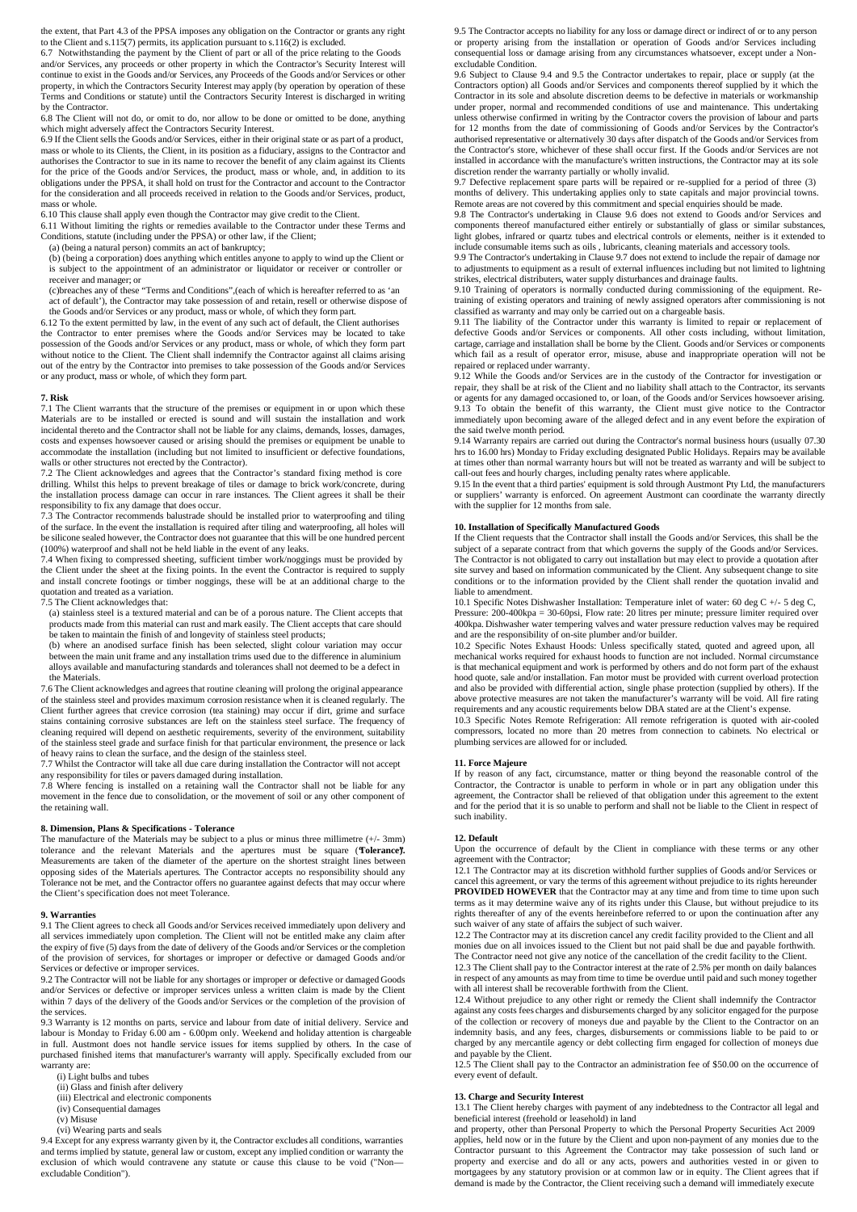the extent, that Part 4.3 of the PPSA imposes any obligation on the Contractor or grants any right to the Client and s.115(7) permits, its application pursuant to s.116(2) is excluded.

6.7 Notwithstanding the payment by the Client of part or all of the price relating to the Goods and/or Services, any proceeds or other property in which the Contractor's Security Interest will continue to exist in the Goods and/or Services, any Proceeds of the Goods and/or Services or other property, in which the Contractors Security Interest may apply (by operation by operation of these Terms and Conditions or statute) until the Contractors Security Interest is discharged in writing by the Contractor.

6.8 The Client will not do, or omit to do, nor allow to be done or omitted to be done, anything which might adversely affect the Contractors Security Interest.

6.9 If the Client sells the Goods and/or Services, either in their original state or as part of a product, mass or whole to its Clients, the Client, in its position as a fiduciary, assigns to the Contractor and authorises the Contractor to sue in its name to recover the benefit of any claim against its Clients for the price of the Goods and/or Services, the product, mass or whole, and, in addition to its obligations under the PPSA, it shall hold on trust for the Contractor and account to the Contractor for the consideration and all proceeds received in relation to the Goods and/or Services, product, mass or whole.

6.10 This clause shall apply even though the Contractor may give credit to the Client.

6.11 Without limiting the rights or remedies available to the Contractor under these Terms and Conditions, statute (including under the PPSA) or other law, if the Client;

(a) (being a natural person) commits an act of bankruptcy;

(b) (being a corporation) does anything which entitles anyone to apply to wind up the Client or is subject to the appointment of an administrator or liquidator or receiver or controller or receiver and manager; or

(c)breaches any of these "Terms and Conditions",(each of which is hereafter referred to as 'an act of default'), the Contractor may take possession of and retain, resell or otherwise dispose of the Goods and/or Services or any product, mass or whole, of which they form part.

6.12 To the extent permitted by law, in the event of any such act of default, the Client authorises the Contractor to enter premises where the Goods and/or Services may be located to take possession of the Goods and/or Services or any product, mass or whole, of which they form part without notice to the Client. The Client shall indemnify the Contractor against all claims arising out of the entry by the Contractor into premises to take possession of the Goods and/or Services or any product, mass or whole, of which they form part.

**7. Risk**

7.1 The Client warrants that the structure of the premises or equipment in or upon which these Materials are to be installed or erected is sound and will sustain the installation and work incidental thereto and the Contractor shall not be liable for any claims, demands, losses, damages, costs and expenses howsoever caused or arising should the premises or equipment be unable to accommodate the installation (including but not limited to insufficient or defective foundations, walls or other structures not erected by the Contractor).

7.2 The Client acknowledges and agrees that the Contractor's standard fixing method is core drilling. Whilst this helps to prevent breakage of tiles or damage to brick work/concrete, during the installation process damage can occur in rare instances. The Client agrees it shall be their responsibility to fix any damage that does occur.

7.3 The Contractor recommends balustrade should be installed prior to waterproofing and tiling of the surface. In the event the installation is required after tiling and waterproofing, all holes will be silicone sealed however, the Contractor does not guarantee that this will be one hundred percent (100%) waterproof and shall not be held liable in the event of any leaks.

7.4 When fixing to compressed sheeting, sufficient timber work/noggings must be provided by the Client under the sheet at the fixing points. In the event the Contractor is required to supply and install concrete footings or timber noggings, these will be at an additional charge to the quotation and treated as a variation.

7.5 The Client acknowledges that:

(a) stainless steel is a textured material and can be of a porous nature. The Client accepts that products made from this material can rust and mark easily. The Client accepts that care should be taken to maintain the finish of and longevity of stainless steel products;

(b) where an anodised surface finish has been selected, slight colour variation may occur between the main unit frame and any installation trims used due to the difference in aluminium alloys available and manufacturing standards and tolerances shall not deemed to be a defect in the Materials.

7.6 The Client acknowledges and agrees that routine cleaning will prolong the original appearance of the stainless steel and provides maximum corrosion resistance when it is cleaned regularly. The Client further agrees that crevice corrosion (tea staining) may occur if dirt, grime and surface stains containing corrosive substances are left on the stainless steel surface. The frequency of cleaning required will depend on aesthetic requirements, severity of the environment, suitability of the stainless steel grade and surface finish for that particular environment, the presence or lack of heavy rains to clean the surface, and the design of the stainless steel.

7.7 Whilst the Contractor will take all due care during installation the Contractor will not accept any responsibility for tiles or pavers damaged during installation.

7.8 Where fencing is installed on a retaining wall the Contractor shall not be liable for any movement in the fence due to consolidation, or the movement of soil or any other component of the retaining wall.

**8. Dimension, Plans & Specifications - Tolerance**

The manufacture of the Materials may be subject to a plus or minus three millimetre (+/- 3mm) tolerance and the relevant Materials and the apertures must be square (**'Tolerance'**). Measurements are taken of the diameter of the aperture on the shortest straight lines between opposing sides of the Materials apertures. The Contractor accepts no responsibility should any Tolerance not be met, and the Contractor offers no guarantee against defects that may occur where the Client's specification does not meet Tolerance.

**9. Warranties**

9.1 The Client agrees to check all Goods and/or Services received immediately upon delivery and all services immediately upon completion. The Client will not be entitled make any claim after the expiry of five (5) days from the date of delivery of the Goods and/or Services or the completion of the provision of services, for shortages or improper or defective or damaged Goods and/or Services or defective or improper services.

9.2 The Contractor will not be liable for any shortages or improper or defective or damaged Goods and/or Services or defective or improper services unless a written claim is made by the Client within 7 days of the delivery of the Goods and/or Services or the completion of the provision of the services.

9.3 Warranty is 12 months on parts, service and labour from date of initial delivery. Service and labour is Monday to Friday 6.00 am - 6.00pm only. Weekend and holiday attention is chargeable in full. Austmont does not handle service issues for items supplied by others. In the case of purchased finished items that manufacturer's warranty will apply. Specifically excluded from our warranty are:

(i) Light bulbs and tubes
(ii) Glass and finish after delivery
(iii) Electrical and electronic components
(iv) Consequential damages
(v) Misuse
(vi) Wearing parts and seals

9.4 Except for any express warranty given by it, the Contractor excludes all conditions, warranties and terms implied by statute, general law or custom, except any implied condition or warranty the exclusion of which would contravene any statute or cause this clause to be void ("Non—excludable Condition").

9.5 The Contractor accepts no liability for any loss or damage direct or indirect of or to any person or property arising from the installation or operation of Goods and/or Services including consequential loss or damage arising from any circumstances whatsoever, except under a Non-excludable Condition.

9.6 Subject to Clause 9.4 and 9.5 the Contractor undertakes to repair, place or supply (at the Contractors option) all Goods and/or Services and components thereof supplied by it which the Contractor in its sole and absolute discretion deems to be defective in materials or workmanship under proper, normal and recommended conditions of use and maintenance. This undertaking unless otherwise confirmed in writing by the Contractor covers the provision of labour and parts for 12 months from the date of commissioning of Goods and/or Services by the Contractor's authorised representative or alternatively 30 days after dispatch of the Goods and/or Services from the Contractor's store, whichever of these shall occur first. If the Goods and/or Services are not installed in accordance with the manufacture's written instructions, the Contractor may at its sole discretion render the warranty partially or wholly invalid.

9.7 Defective replacement spare parts will be repaired or re-supplied for a period of three (3) months of delivery. This undertaking applies only to state capitals and major provincial towns. Remote areas are not covered by this commitment and special enquiries should be made.

9.8 The Contractor's undertaking in Clause 9.6 does not extend to Goods and/or Services and components thereof manufactured either entirely or substantially of glass or similar substances, light globes, infrared or quartz tubes and electrical controls or elements, neither is it extended to include consumable items such as oils , lubricants, cleaning materials and accessory tools.

9.9 The Contractor's undertaking in Clause 9.7 does not extend to include the repair of damage nor to adjustments to equipment as a result of external influences including but not limited to lightning strikes, electrical distributers, water supply disturbances and drainage faults.

9.10 Training of operators is normally conducted during commissioning of the equipment. Re-training of existing operators and training of newly assigned operators after commissioning is not classified as warranty and may only be carried out on a chargeable basis.

9.11 The liability of the Contractor under this warranty is limited to repair or replacement of defective Goods and/or Services or components. All other costs including, without limitation, cartage, carriage and installation shall be borne by the Client. Goods and/or Services or components which fail as a result of operator error, misuse, abuse and inappropriate operation will not be repaired or replaced under warranty.

9.12 While the Goods and/or Services are in the custody of the Contractor for investigation or repair, they shall be at risk of the Client and no liability shall attach to the Contractor, its servants or agents for any damaged occasioned to, or loan, of the Goods and/or Services howsoever arising.

9.13 To obtain the benefit of this warranty, the Client must give notice to the Contractor immediately upon becoming aware of the alleged defect and in any event before the expiration of the said twelve month period.

9.14 Warranty repairs are carried out during the Contractor's normal business hours (usually 07.30 hrs to 16.00 hrs) Monday to Friday excluding designated Public Holidays. Repairs may be available at times other than normal warranty hours but will not be treated as warranty and will be subject to call-out fees and hourly charges, including penalty rates where applicable.

9.15 In the event that a third parties' equipment is sold through Austmont Pty Ltd, the manufacturers or suppliers' warranty is enforced. On agreement Austmont can coordinate the warranty directly with the supplier for 12 months from sale.

**10. Installation of Specifically Manufactured Goods**

If the Client requests that the Contractor shall install the Goods and/or Services, this shall be the subject of a separate contract from that which governs the supply of the Goods and/or Services. The Contractor is not obligated to carry out installation but may elect to provide a quotation after site survey and based on information communicated by the Client. Any subsequent change to site conditions or to the information provided by the Client shall render the quotation invalid and liable to amendment.

10.1 Specific Notes Dishwasher Installation: Temperature inlet of water: 60 deg C +/- 5 deg C, Pressure: 200-400kpa = 30-60psi, Flow rate: 20 litres per minute; pressure limiter required over 400kpa. Dishwasher water tempering valves and water pressure reduction valves may be required and are the responsibility of on-site plumber and/or builder.

10.2 Specific Notes Exhaust Hoods: Unless specifically stated, quoted and agreed upon, all mechanical works required for exhaust hoods to function are not included. Normal circumstance is that mechanical equipment and work is performed by others and do not form part of the exhaust hood quote, sale and/or installation. Fan motor must be provided with current overload protection and also be provided with differential action, single phase protection (supplied by others). If the above protective measures are not taken the manufacturer's warranty will be void. All fire rating requirements and any acoustic requirements below DBA stated are at the Client's expense.

10.3 Specific Notes Remote Refrigeration: All remote refrigeration is quoted with air-cooled compressors, located no more than 20 metres from connection to cabinets. No electrical or plumbing services are allowed for or included.

**11. Force Majeure**

If by reason of any fact, circumstance, matter or thing beyond the reasonable control of the Contractor, the Contractor is unable to perform in whole or in part any obligation under this agreement, the Contractor shall be relieved of that obligation under this agreement to the extent and for the period that it is so unable to perform and shall not be liable to the Client in respect of such inability.

**12. Default**

Upon the occurrence of default by the Client in compliance with these terms or any other agreement with the Contractor;

12.1 The Contractor may at its discretion withhold further supplies of Goods and/or Services or cancel this agreement, or vary the terms of this agreement without prejudice to its rights hereunder **PROVIDED HOWEVER** that the Contractor may at any time and from time to time upon such terms as it may determine waive any of its rights under this Clause, but without prejudice to its rights thereafter of any of the events hereinbefore referred to or upon the continuation after any such waiver of any state of affairs the subject of such waiver.

12.2 The Contractor may at its discretion cancel any credit facility provided to the Client and all monies due on all invoices issued to the Client but not paid shall be due and payable forthwith. The Contractor need not give any notice of the cancellation of the credit facility to the Client.

12.3 The Client shall pay to the Contractor interest at the rate of 2.5% per month on daily balances in respect of any amounts as may from time to time be overdue until paid and such money together with all interest shall be recoverable forthwith from the Client.

12.4 Without prejudice to any other right or remedy the Client shall indemnify the Contractor against any costs fees charges and disbursements charged by any solicitor engaged for the purpose of the collection or recovery of moneys due and payable by the Client to the Contractor on an indemnity basis, and any fees, charges, disbursements or commissions liable to be paid to or charged by any mercantile agency or debt collecting firm engaged for collection of moneys due and payable by the Client.

12.5 The Client shall pay to the Contractor an administration fee of $50.00 on the occurrence of every event of default.

**13. Charge and Security Interest**

13.1 The Client hereby charges with payment of any indebtedness to the Contractor all legal and beneficial interest (freehold or leasehold) in land and property, other than Personal Property to which the Personal Property Securities Act 2009 applies, held now or in the future by the Client and upon non-payment of any monies due to the Contractor pursuant to this Agreement the Contractor may take possession of such land or property and exercise and do all or any acts, powers and authorities vested in or given to mortgagees by any statutory provision or at common law or in equity. The Client agrees that if demand is made by the Contractor, the Client receiving such a demand will immediately execute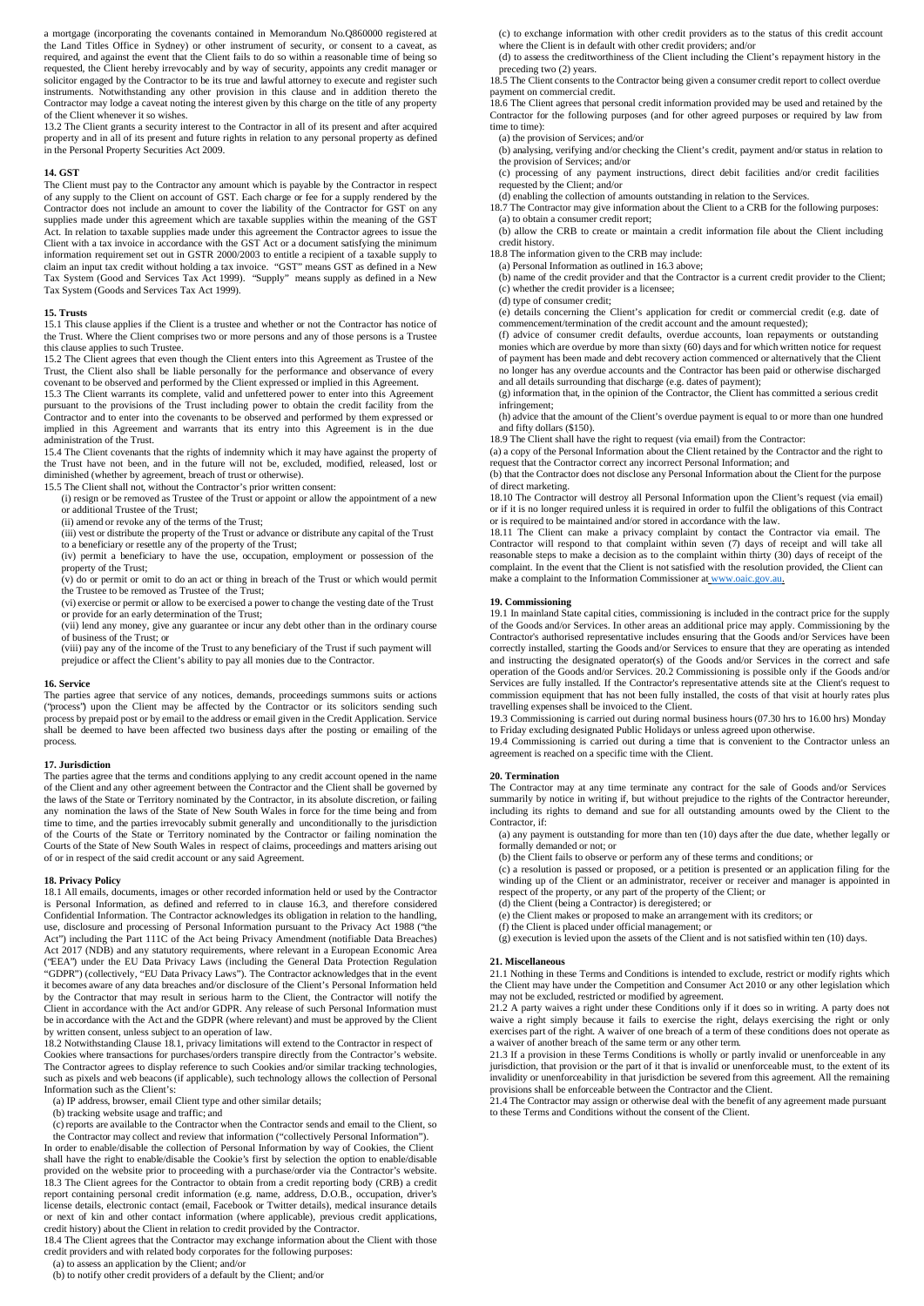a mortgage (incorporating the covenants contained in Memorandum No.Q860000 registered at the Land Titles Office in Sydney) or other instrument of security, or consent to a caveat, as required, and against the event that the Client fails to do so within a reasonable time of being so requested, the Client hereby irrevocably and by way of security, appoints any credit manager or solicitor engaged by the Contractor to be its true and lawful attorney to execute and register such instruments. Notwithstanding any other provision in this clause and in addition thereto the Contractor may lodge a caveat noting the interest given by this charge on the title of any property of the Client whenever it so wishes.

13.2 The Client grants a security interest to the Contractor in all of its present and after acquired property and in all of its present and future rights in relation to any personal property as defined in the Personal Property Securities Act 2009.

## 14. GST

The Client must pay to the Contractor any amount which is payable by the Contractor in respect of any supply to the Client on account of GST. Each charge or fee for a supply rendered by the Contractor does not include an amount to cover the liability of the Contractor for GST on any supplies made under this agreement which are taxable supplies within the meaning of the GST Act. In relation to taxable supplies made under this agreement the Contractor agrees to issue the Client with a tax invoice in accordance with the GST Act or a document satisfying the minimum information requirement set out in GSTR 2000/2003 to entitle a recipient of a taxable supply to claim an input tax credit without holding a tax invoice. "GST" means GST as defined in a New Tax System (Good and Services Tax Act 1999). "Supply" means supply as defined in a New Tax System (Goods and Services Tax Act 1999).

## 15. Trusts

15.1 This clause applies if the Client is a trustee and whether or not the Contractor has notice of the Trust. Where the Client comprises two or more persons and any of those persons is a Trustee this clause applies to such Trustee.

15.2 The Client agrees that even though the Client enters into this Agreement as Trustee of the Trust, the Client also shall be liable personally for the performance and observance of every covenant to be observed and performed by the Client expressed or implied in this Agreement.

15.3 The Client warrants its complete, valid and unfettered power to enter into this Agreement pursuant to the provisions of the Trust including power to obtain the credit facility from the Contractor and to enter into the covenants to be observed and performed by them expressed or implied in this Agreement and warrants that its entry into this Agreement is in the due administration of the Trust.

15.4 The Client covenants that the rights of indemnity which it may have against the property of the Trust have not been, and in the future will not be, excluded, modified, released, lost or diminished (whether by agreement, breach of trust or otherwise).

15.5 The Client shall not, without the Contractor's prior written consent:

(i) resign or be removed as Trustee of the Trust or appoint or allow the appointment of a new or additional Trustee of the Trust;

(ii) amend or revoke any of the terms of the Trust;

(iii) vest or distribute the property of the Trust or advance or distribute any capital of the Trust to a beneficiary or resettle any of the property of the Trust;

(iv) permit a beneficiary to have the use, occupation, employment or possession of the property of the Trust;

(v) do or permit or omit to do an act or thing in breach of the Trust or which would permit the Trustee to be removed as Trustee of the Trust;

(vi) exercise or permit or allow to be exercised a power to change the vesting date of the Trust or provide for an early determination of the Trust;

(vii) lend any money, give any guarantee or incur any debt other than in the ordinary course of business of the Trust; or

(viii) pay any of the income of the Trust to any beneficiary of the Trust if such payment will prejudice or affect the Client's ability to pay all monies due to the Contractor.

## 16. Service

The parties agree that service of any notices, demands, proceedings summons suits or actions ("process") upon the Client may be affected by the Contractor or its solicitors sending such process by prepaid post or by email to the address or email given in the Credit Application. Service shall be deemed to have been affected two business days after the posting or emailing of the process.

## 17. Jurisdiction

The parties agree that the terms and conditions applying to any credit account opened in the name of the Client and any other agreement between the Contractor and the Client shall be governed by the laws of the State or Territory nominated by the Contractor, in its absolute discretion, or failing any nomination the laws of the State of New South Wales in force for the time being and from time to time, and the parties irrevocably submit generally and unconditionally to the jurisdiction of the Courts of the State or Territory nominated by the Contractor or failing nomination the Courts of the State of New South Wales in respect of claims, proceedings and matters arising out of or in respect of the said credit account or any said Agreement.

## 18. Privacy Policy

18.1 All emails, documents, images or other recorded information held or used by the Contractor is Personal Information, as defined and referred to in clause 16.3, and therefore considered Confidential Information. The Contractor acknowledges its obligation in relation to the handling, use, disclosure and processing of Personal Information pursuant to the Privacy Act 1988 ("the Act") including the Part 111C of the Act being Privacy Amendment (notifiable Data Breaches) Act 2017 (NDB) and any statutory requirements, where relevant in a European Economic Area ("EEA") under the EU Data Privacy Laws (including the General Data Protection Regulation "GDPR") (collectively, "EU Data Privacy Laws"). The Contractor acknowledges that in the event it becomes aware of any data breaches and/or disclosure of the Client's Personal Information held by the Contractor that may result in serious harm to the Client, the Contractor will notify the Client in accordance with the Act and/or GDPR. Any release of such Personal Information must be in accordance with the Act and the GDPR (where relevant) and must be approved by the Client by written consent, unless subject to an operation of law.

18.2 Notwithstanding Clause 18.1, privacy limitations will extend to the Contractor in respect of Cookies where transactions for purchases/orders transpire directly from the Contractor's website. The Contractor agrees to display reference to such Cookies and/or similar tracking technologies, such as pixels and web beacons (if applicable), such technology allows the collection of Personal Information such as the Client's:

(a) IP address, browser, email Client type and other similar details;

(b) tracking website usage and traffic; and

(c) reports are available to the Contractor when the Contractor sends and email to the Client, so the Contractor may collect and review that information ("collectively Personal Information").

In order to enable/disable the collection of Personal Information by way of Cookies, the Client shall have the right to enable/disable the Cookie's first by selection the option to enable/disable provided on the website prior to proceeding with a purchase/order via the Contractor's website.

18.3 The Client agrees for the Contractor to obtain from a credit reporting body (CRB) a credit report containing personal credit information (e.g. name, address, D.O.B., occupation, driver's license details, electronic contact (email, Facebook or Twitter details), medical insurance details or next of kin and other contact information (where applicable), previous credit applications, credit history) about the Client in relation to credit provided by the Contractor.

18.4 The Client agrees that the Contractor may exchange information about the Client with those credit providers and with related body corporates for the following purposes:

(a) to assess an application by the Client; and/or

(b) to notify other credit providers of a default by the Client; and/or

(c) to exchange information with other credit providers as to the status of this credit account where the Client is in default with other credit providers; and/or

(d) to assess the creditworthiness of the Client including the Client's repayment history in the preceding two (2) years.

18.5 The Client consents to the Contractor being given a consumer credit report to collect overdue payment on commercial credit.

18.6 The Client agrees that personal credit information provided may be used and retained by the Contractor for the following purposes (and for other agreed purposes or required by law from time to time):

(a) the provision of Services; and/or

(b) analysing, verifying and/or checking the Client's credit, payment and/or status in relation to the provision of Services; and/or

(c) processing of any payment instructions, direct debit facilities and/or credit facilities requested by the Client; and/or

(d) enabling the collection of amounts outstanding in relation to the Services.

18.7 The Contractor may give information about the Client to a CRB for the following purposes:

(a) to obtain a consumer credit report;

(b) allow the CRB to create or maintain a credit information file about the Client including credit history.

18.8 The information given to the CRB may include:

(a) Personal Information as outlined in 16.3 above;

(b) name of the credit provider and that the Contractor is a current credit provider to the Client;

(c) whether the credit provider is a licensee;

(d) type of consumer credit;

(e) details concerning the Client's application for credit or commercial credit (e.g. date of commencement/termination of the credit account and the amount requested);

(f) advice of consumer credit defaults, overdue accounts, loan repayments or outstanding monies which are overdue by more than sixty (60) days and for which written notice for request of payment has been made and debt recovery action commenced or alternatively that the Client no longer has any overdue accounts and the Contractor has been paid or otherwise discharged and all details surrounding that discharge (e.g. dates of payment);

(g) information that, in the opinion of the Contractor, the Client has committed a serious credit infringement;

(h) advice that the amount of the Client's overdue payment is equal to or more than one hundred and fifty dollars ($150).

18.9 The Client shall have the right to request (via email) from the Contractor:

(a) a copy of the Personal Information about the Client retained by the Contractor and the right to request that the Contractor correct any incorrect Personal Information; and

(b) that the Contractor does not disclose any Personal Information about the Client for the purpose of direct marketing.

18.10 The Contractor will destroy all Personal Information upon the Client's request (via email) or if it is no longer required unless it is required in order to fulfil the obligations of this Contract or is required to be maintained and/or stored in accordance with the law.

18.11 The Client can make a privacy complaint by contact the Contractor via email. The Contractor will respond to that complaint within seven (7) days of receipt and will take all reasonable steps to make a decision as to the complaint within thirty (30) days of receipt of the complaint. In the event that the Client is not satisfied with the resolution provided, the Client can make a complaint to the Information Commissioner at www.oaic.gov.au.

## 19. Commissioning

19.1 In mainland State capital cities, commissioning is included in the contract price for the supply of the Goods and/or Services. In other areas an additional price may apply. Commissioning by the Contractor's authorised representative includes ensuring that the Goods and/or Services have been correctly installed, starting the Goods and/or Services to ensure that they are operating as intended and instructing the designated operator(s) of the Goods and/or Services in the correct and safe operation of the Goods and/or Services. 20.2 Commissioning is possible only if the Goods and/or Services are fully installed. If the Contractor's representative attends site at the Client's request to commission equipment that has not been fully installed, the costs of that visit at hourly rates plus travelling expenses shall be invoiced to the Client.

19.3 Commissioning is carried out during normal business hours (07.30 hrs to 16.00 hrs) Monday to Friday excluding designated Public Holidays or unless agreed upon otherwise.

19.4 Commissioning is carried out during a time that is convenient to the Contractor unless an agreement is reached on a specific time with the Client.

## 20. Termination

The Contractor may at any time terminate any contract for the sale of Goods and/or Services summarily by notice in writing if, but without prejudice to the rights of the Contractor hereunder, including its rights to demand and sue for all outstanding amounts owed by the Client to the Contractor, if:

(a) any payment is outstanding for more than ten (10) days after the due date, whether legally or formally demanded or not; or

(b) the Client fails to observe or perform any of these terms and conditions; or

(c) a resolution is passed or proposed, or a petition is presented or an application filing for the winding up of the Client or an administrator, receiver or receiver and manager is appointed in respect of the property, or any part of the property of the Client; or

(d) the Client (being a Contractor) is deregistered; or

(e) the Client makes or proposed to make an arrangement with its creditors; or

(f) the Client is placed under official management; or

(g) execution is levied upon the assets of the Client and is not satisfied within ten (10) days.

## 21. Miscellaneous

21.1 Nothing in these Terms and Conditions is intended to exclude, restrict or modify rights which the Client may have under the Competition and Consumer Act 2010 or any other legislation which may not be excluded, restricted or modified by agreement.

21.2 A party waives a right under these Conditions only if it does so in writing. A party does not waive a right simply because it fails to exercise the right, delays exercising the right or only exercises part of the right. A waiver of one breach of a term of these conditions does not operate as a waiver of another breach of the same term or any other term.

21.3 If a provision in these Terms Conditions is wholly or partly invalid or unenforceable in any jurisdiction, that provision or the part of it that is invalid or unenforceable must, to the extent of its invalidity or unenforceability in that jurisdiction be severed from this agreement. All the remaining provisions shall be enforceable between the Contractor and the Client.

21.4 The Contractor may assign or otherwise deal with the benefit of any agreement made pursuant to these Terms and Conditions without the consent of the Client.